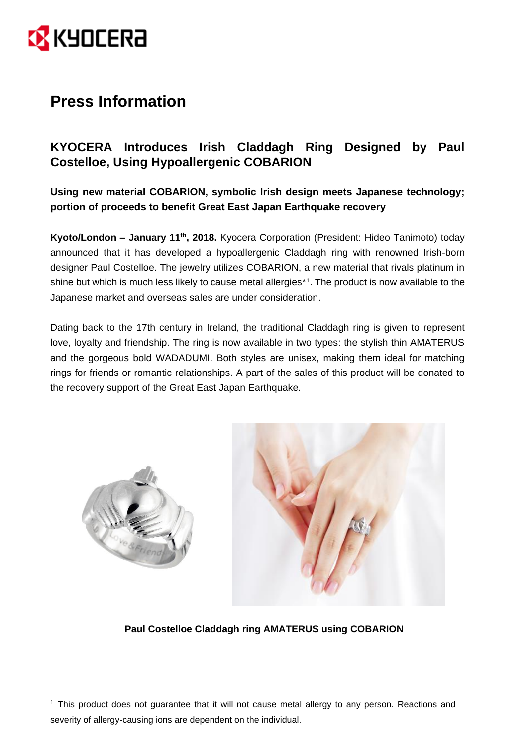# Press Information

## KYOCERA Introduces Irish Claddagh Ring Designed by Paul Costelloe, Using Hypoallergenic COBARION

**Using new material COBARION, symbolic Irish design meets Japanese technology; portion of proceeds to benefit Great East Japan Earthquake recovery**

**Kyoto/London – January 11th, 2018.** Kyocera Corporation (President: Hideo Tanimoto) today announced that it has developed a hypoallergenic Claddagh ring with renowned Irish-born designer Paul Costelloe. The jewelry utilizes COBARION, a new material that rivals platinum in shine but which is much less likely to cause metal allergies*[1]. The product is now available to the Japanese market and overseas sales are under consideration.

Dating back to the 17th century in Ireland, the traditional Claddagh ring is given to represent love, loyalty and friendship. The ring is now available in two types: the stylish thin AMATERUS and the gorgeous bold WADADUMI. Both styles are unisex, making them ideal for matching rings for friends or romantic relationships. A part of the sales of this product will be donated to the recovery support of the Great East Japan Earthquake.

**Paul Costelloe Claddagh ring AMATERUS using COBARION**

[1] This product does not guarantee that it will not cause metal allergy to any person. Reactions and severity of allergy-causing ions are dependent on the individual.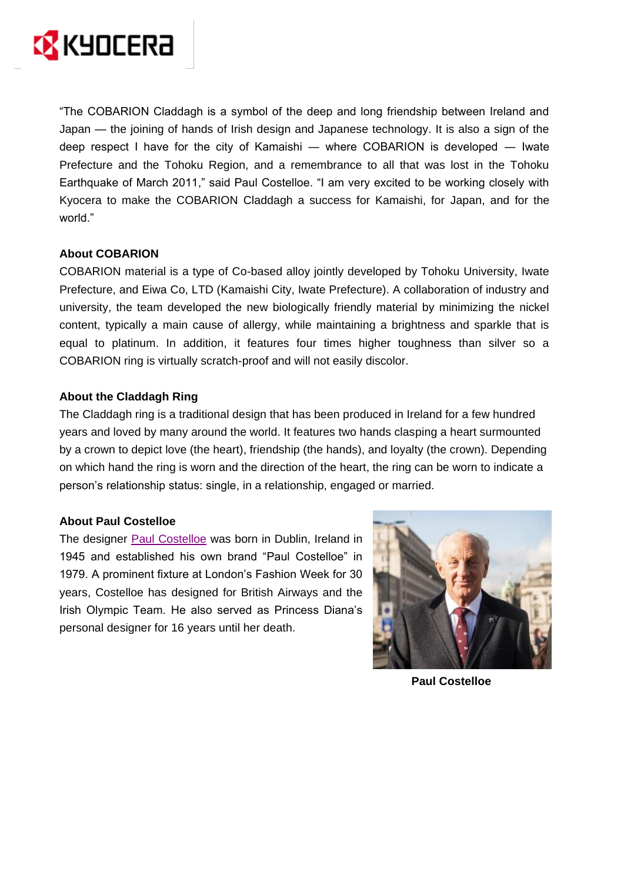"The COBARION Claddagh is a symbol of the deep and long friendship between Ireland and Japan — the joining of hands of Irish design and Japanese technology. It is also a sign of the deep respect I have for the city of Kamaishi — where COBARION is developed — Iwate Prefecture and the Tohoku Region, and a remembrance to all that was lost in the Tohoku Earthquake of March 2011," said Paul Costelloe. "I am very excited to be working closely with Kyocera to make the COBARION Claddagh a success for Kamaishi, for Japan, and for the world."

**About COBARION**

COBARION material is a type of Co-based alloy jointly developed by Tohoku University, Iwate Prefecture, and Eiwa Co, LTD (Kamaishi City, Iwate Prefecture). A collaboration of industry and university, the team developed the new biologically friendly material by minimizing the nickel content, typically a main cause of allergy, while maintaining a brightness and sparkle that is equal to platinum. In addition, it features four times higher toughness than silver so a COBARION ring is virtually scratch-proof and will not easily discolor.

**About the Claddagh Ring**

The Claddagh ring is a traditional design that has been produced in Ireland for a few hundred years and loved by many around the world. It features two hands clasping a heart surmounted by a crown to depict love (the heart), friendship (the hands), and loyalty (the crown). Depending on which hand the ring is worn and the direction of the heart, the ring can be worn to indicate a person's relationship status: single, in a relationship, engaged or married.

**About Paul Costelloe**

The designer Paul Costelloe was born in Dublin, Ireland in 1945 and established his own brand "Paul Costelloe" in 1979. A prominent fixture at London's Fashion Week for 30 years, Costelloe has designed for British Airways and the Irish Olympic Team. He also served as Princess Diana's personal designer for 16 years until her death.

**Paul Costelloe**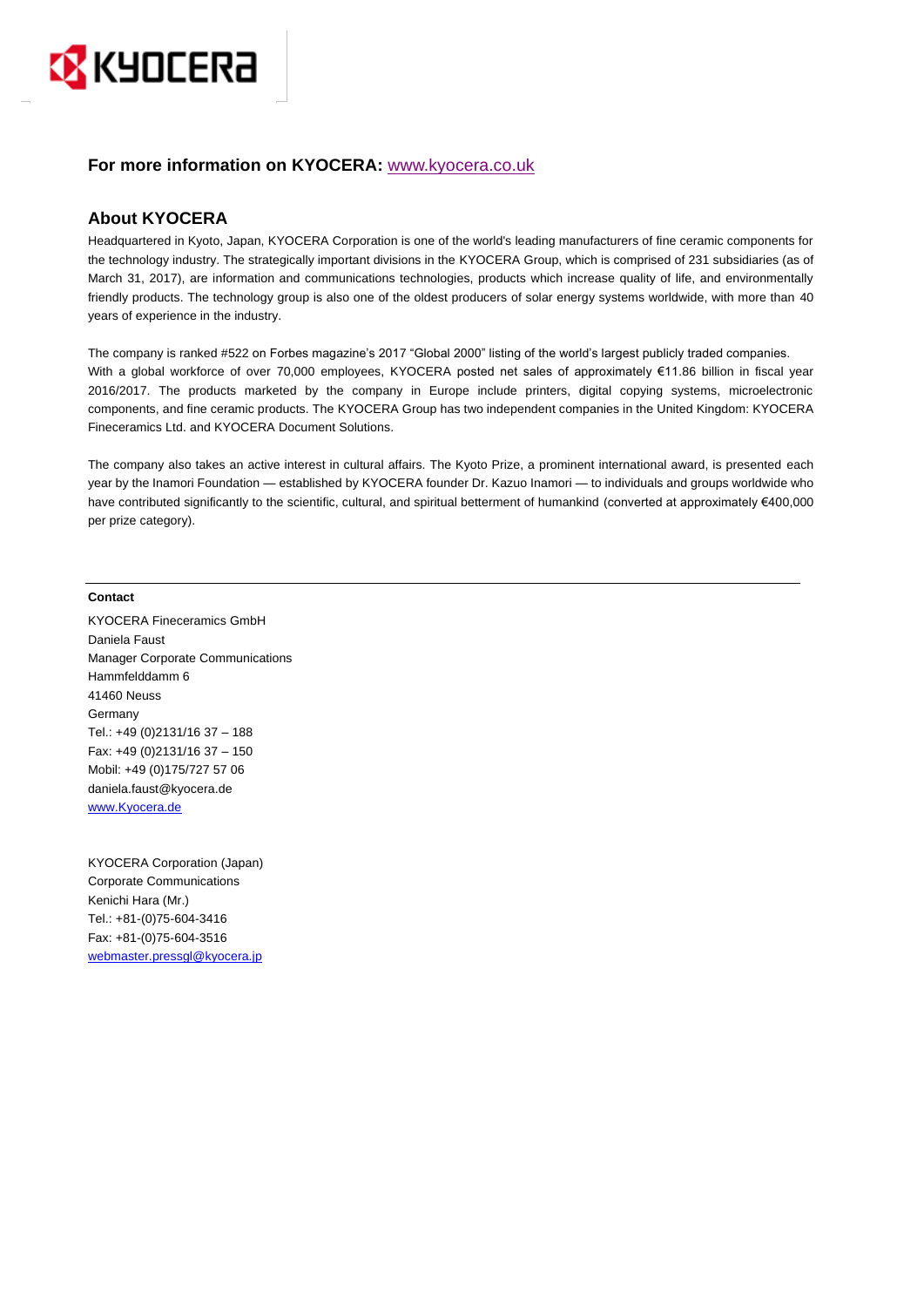**For more information on KYOCERA:** www.kyocera.co.uk

## About KYOCERA

Headquartered in Kyoto, Japan, KYOCERA Corporation is one of the world's leading manufacturers of fine ceramic components for the technology industry. The strategically important divisions in the KYOCERA Group, which is comprised of 231 subsidiaries (as of March 31, 2017), are information and communications technologies, products which increase quality of life, and environmentally friendly products. The technology group is also one of the oldest producers of solar energy systems worldwide, with more than 40 years of experience in the industry.

The company is ranked #522 on Forbes magazine's 2017 "Global 2000" listing of the world's largest publicly traded companies. With a global workforce of over 70,000 employees, KYOCERA posted net sales of approximately €11.86 billion in fiscal year 2016/2017. The products marketed by the company in Europe include printers, digital copying systems, microelectronic components, and fine ceramic products. The KYOCERA Group has two independent companies in the United Kingdom: KYOCERA Fineceramics Ltd. and KYOCERA Document Solutions.

The company also takes an active interest in cultural affairs. The Kyoto Prize, a prominent international award, is presented each year by the Inamori Foundation — established by KYOCERA founder Dr. Kazuo Inamori — to individuals and groups worldwide who have contributed significantly to the scientific, cultural, and spiritual betterment of humankind (converted at approximately €400,000 per prize category).

---

**Contact**

KYOCERA Fineceramics GmbH
Daniela Faust
Manager Corporate Communications
Hammfelddamm 6
41460 Neuss
Germany
Tel.: +49 (0)2131/16 37 – 188
Fax: +49 (0)2131/16 37 – 150
Mobil: +49 (0)175/727 57 06
daniela.faust@kyocera.de
www.Kyocera.de

KYOCERA Corporation (Japan)
Corporate Communications
Kenichi Hara (Mr.)
Tel.: +81-(0)75-604-3416
Fax: +81-(0)75-604-3516
webmaster.pressgl@kyocera.jp